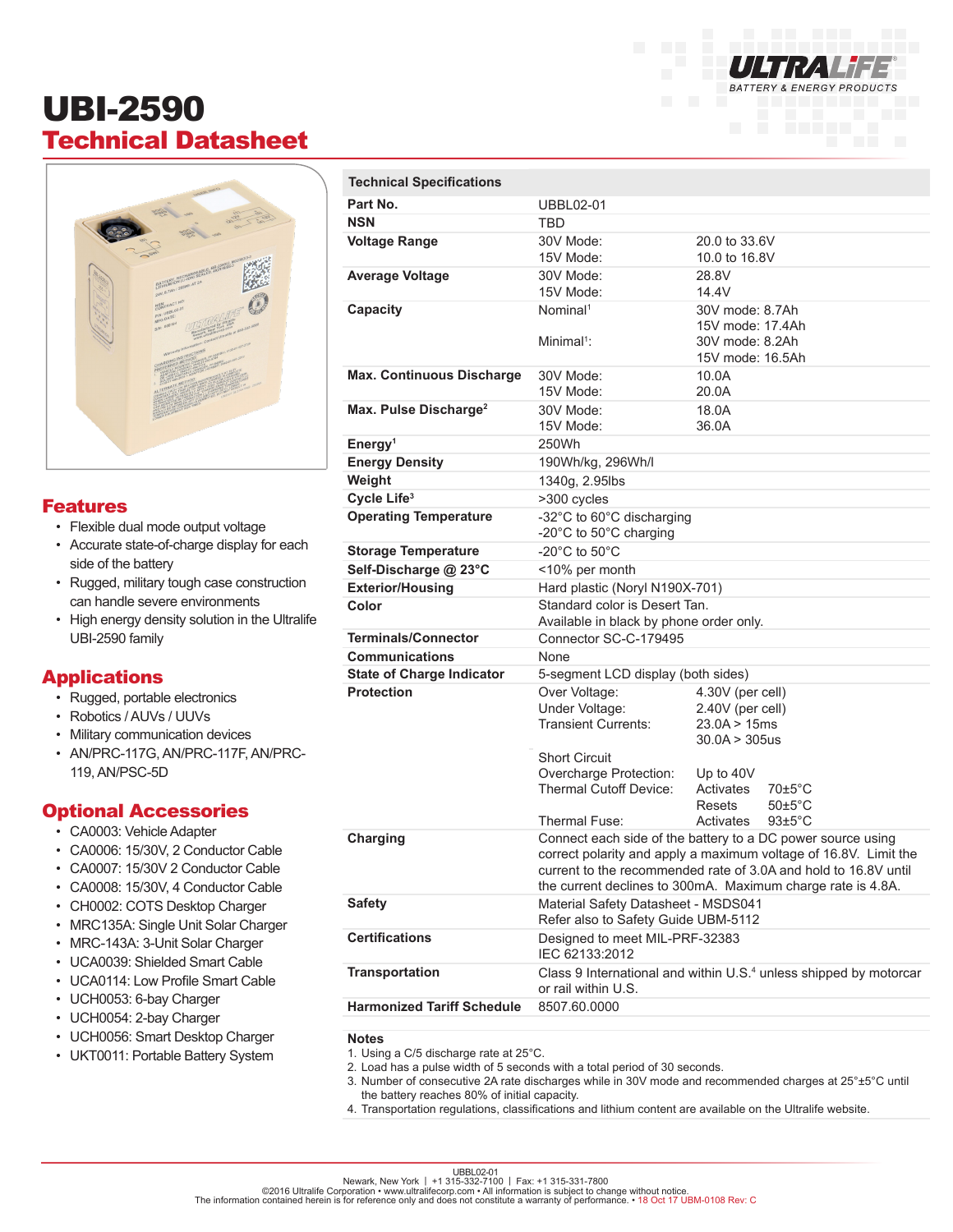# UBI-2590

## Technical Datasheet

## Features

- Flexible dual mode output voltage
- Accurate state-of-charge display for each side of the battery
- Rugged, military tough case construction can handle severe environments
- High energy density solution in the Ultralife UBI-2590 family

## Applications

- Rugged, portable electronics
- Robotics / AUVs / UUVs
- Military communication devices
- AN/PRC-117G, AN/PRC-117F, AN/PRC-119, AN/PSC-5D

## Optional Accessories

- CA0003: Vehicle Adapter
- CA0006: 15/30V, 2 Conductor Cable
- CA0007: 15/30V 2 Conductor Cable
- CA0008: 15/30V, 4 Conductor Cable
- CH0002: COTS Desktop Charger
- MRC135A: Single Unit Solar Charger
- MRC-143A: 3-Unit Solar Charger
- UCA0039: Shielded Smart Cable
- UCA0114: Low Profile Smart Cable
- UCH0053: 6-bay Charger
- UCH0054: 2-bay Charger
- UCH0056: Smart Desktop Charger
- UKT0011: Portable Battery System

## Technical Specifications

| Technical Specifications | | |
|---|---|---|
| **Part No.** | UBBL02-01 | |
| **NSN** | TBD | |
| **Voltage Range** | 30V Mode:<br>15V Mode: | 20.0 to 33.6V<br>10.0 to 16.8V |
| **Average Voltage** | 30V Mode:<br>15V Mode: | 28.8V<br>14.4V |
| **Capacity** | Nominal[1]<br><br>Minimal[1]: | 30V mode: 8.7Ah<br>15V mode: 17.4Ah<br>30V mode: 8.2Ah<br>15V mode: 16.5Ah |
| **Max. Continuous Discharge** | 30V Mode:<br>15V Mode: | 10.0A<br>20.0A |
| **Max. Pulse Discharge[2]** | 30V Mode:<br>15V Mode: | 18.0A<br>36.0A |
| **Energy[1]** | 250Wh | |
| **Energy Density** | 190Wh/kg, 296Wh/l | |
| **Weight** | 1340g, 2.95lbs | |
| **Cycle Life[3]** | >300 cycles | |
| **Operating Temperature** | -32°C to 60°C discharging<br>-20°C to 50°C charging | |
| **Storage Temperature** | -20°C to 50°C | |
| **Self-Discharge @ 23°C** | <10% per month | |
| **Exterior/Housing** | Hard plastic (Noryl N190X-701) | |
| **Color** | Standard color is Desert Tan.<br>Available in black by phone order only. | |
| **Terminals/Connector** | Connector SC-C-179495 | |
| **Communications** | None | |
| **State of Charge Indicator** | 5-segment LCD display (both sides) | |
| **Protection** | Over Voltage:<br>Under Voltage:<br>Transient Currents:<br><br>Short Circuit<br>Overcharge Protection:<br>Thermal Cutoff Device:<br><br>Thermal Fuse: | 4.30V (per cell)<br>2.40V (per cell)<br>23.0A > 15ms<br>30.0A > 305us<br><br>Up to 40V<br>Activates 70±5°C<br>Resets 50±5°C<br>Activates 93±5°C |
| **Charging** | Connect each side of the battery to a DC power source using correct polarity and apply a maximum voltage of 16.8V. Limit the current to the recommended rate of 3.0A and hold to 16.8V until the current declines to 300mA. Maximum charge rate is 4.8A. | |
| **Safety** | Material Safety Datasheet - MSDS041<br>Refer also to Safety Guide UBM-5112 | |
| **Certifications** | Designed to meet MIL-PRF-32383<br>IEC 62133:2012 | |
| **Transportation** | Class 9 International and within U.S.[4] unless shipped by motorcar or rail within U.S. | |
| **Harmonized Tariff Schedule** | 8507.60.0000 | |

**Notes**

1. Using a C/5 discharge rate at 25°C.
2. Load has a pulse width of 5 seconds with a total period of 30 seconds.
3. Number of consecutive 2A rate discharges while in 30V mode and recommended charges at 25°±5°C until the battery reaches 80% of initial capacity.
4. Transportation regulations, classifications and lithium content are available on the Ultralife website.

UBBL02-01
Newark, New York | +1 315-332-7100 | Fax: +1 315-331-7800
©2016 Ultralife Corporation • www.ultralifecorp.com • All information is subject to change without notice.
The information contained herein is for reference only and does not constitute a warranty of performance. • 18 Oct 17 UBM-0108 Rev: C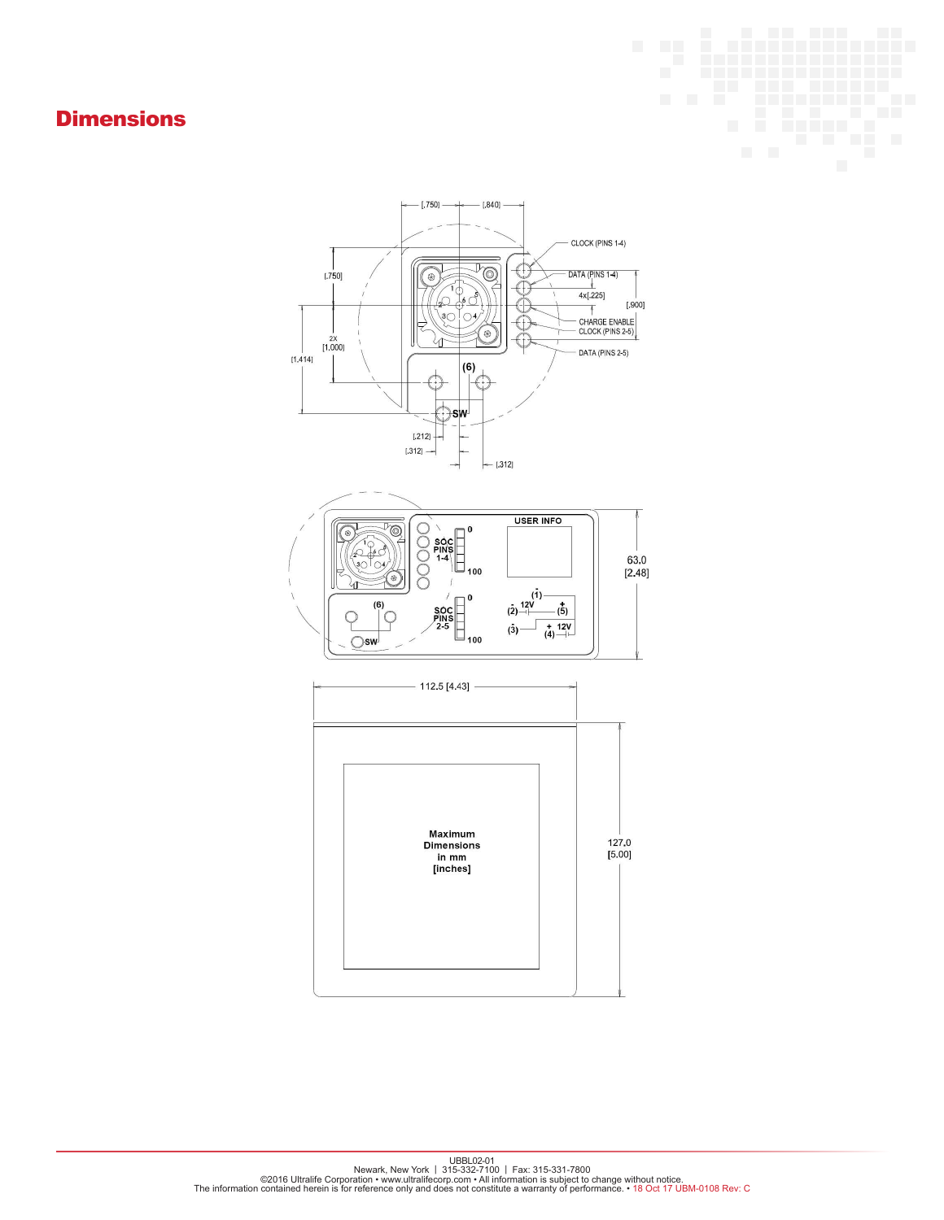# Dimensions

[.750] [.840]

CLOCK (PINS 1-4)

DATA (PINS 1-4)

4x[.225]

[.900]

CHARGE ENABLE

CLOCK (PINS 2-5)

DATA (PINS 2-5)

[.750]

2X [1.000]

[1.414]

(6)

SW

[.212]

[.312]

[.312]

USER INFO

SOC PINS 1-4

0

100

SOC PINS 2-5

0

100

(1)

(2) 12V (5)

(3) 12V (4)

(6)

SW

63.0 [2.48]

112.5 [4.43]

127.0 [5.00]

Maximum Dimensions in mm [inches]

UBBL02-01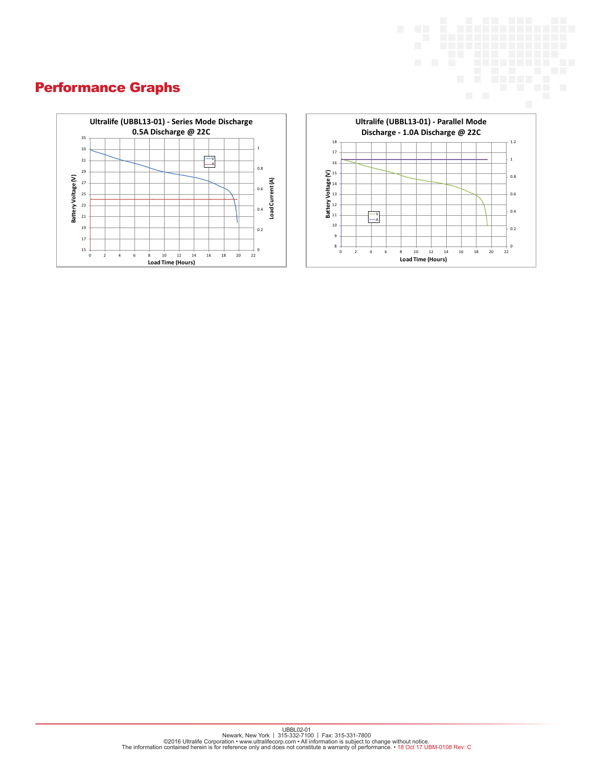## Performance Graphs

Ultralife (UBBL13-01) - Series Mode Discharge
0.5A Discharge @ 22C

Battery Voltage (V)
35
33
31
29
27
25
23
21
19
17
15

Load Current (A)
1
0.8
0.6
0.4
0.2
0

0 2 4 6 8 10 12 14 16 18 20 22
Load Time (Hours)

V
A

Ultralife (UBBL13-01) - Parallel Mode
Discharge - 1.0A Discharge @ 22C

Battery Voltage (V)
18
17
16
15
14
13
12
11
10
9
8

1.2
1
0.8
0.6
0.4
0.2
0

0 2 4 6 8 10 12 14 16 18 20 22
Load Time (Hours)

V
A

UBBL02-01
Newark, New York | 315-332-7100 | Fax: 315-331-7800
©2016 Ultralife Corporation • www.ultralifecorp.com • All information is subject to change without notice.
The information contained herein is for reference only and does not constitute a warranty of performance. • 18 Oct 17 UBM-0108 Rev: C